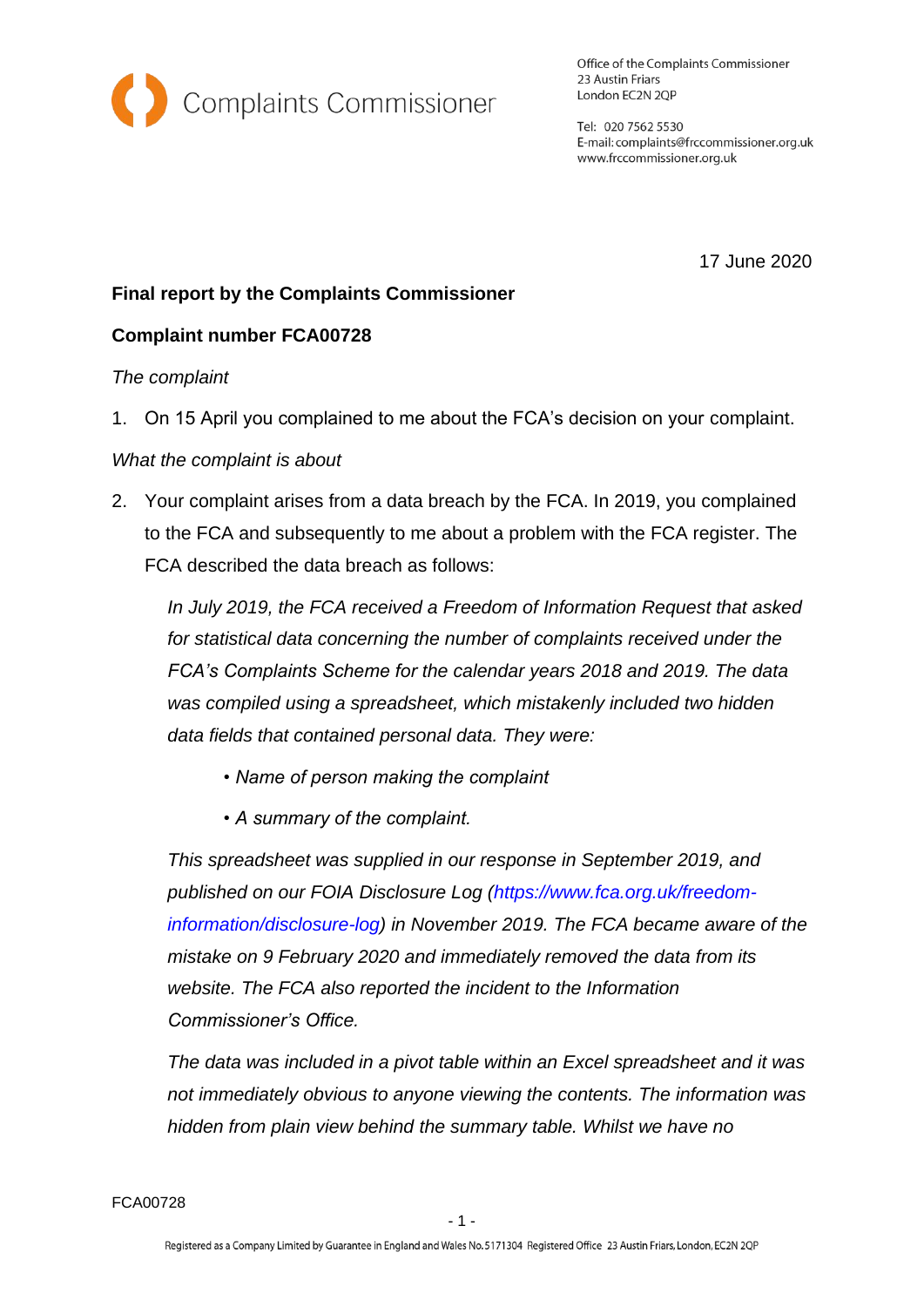Complaints Commissioner

Office of the Complaints Commissioner
23 Austin Friars
London EC2N 2QP

Tel: 020 7562 5530
E-mail: complaints@frccommissioner.org.uk
www.frccommissioner.org.uk

17 June 2020

**Final report by the Complaints Commissioner**

**Complaint number FCA00728**

*The complaint*

1. On 15 April you complained to me about the FCA's decision on your complaint.

*What the complaint is about*

2. Your complaint arises from a data breach by the FCA. In 2019, you complained to the FCA and subsequently to me about a problem with the FCA register. The FCA described the data breach as follows:

   *In July 2019, the FCA received a Freedom of Information Request that asked for statistical data concerning the number of complaints received under the FCA's Complaints Scheme for the calendar years 2018 and 2019. The data was compiled using a spreadsheet, which mistakenly included two hidden data fields that contained personal data. They were:*

   - *Name of person making the complaint*
   - *A summary of the complaint.*

   *This spreadsheet was supplied in our response in September 2019, and published on our FOIA Disclosure Log (https://www.fca.org.uk/freedom-information/disclosure-log) in November 2019. The FCA became aware of the mistake on 9 February 2020 and immediately removed the data from its website. The FCA also reported the incident to the Information Commissioner's Office.*

   *The data was included in a pivot table within an Excel spreadsheet and it was not immediately obvious to anyone viewing the contents. The information was hidden from plain view behind the summary table. Whilst we have no*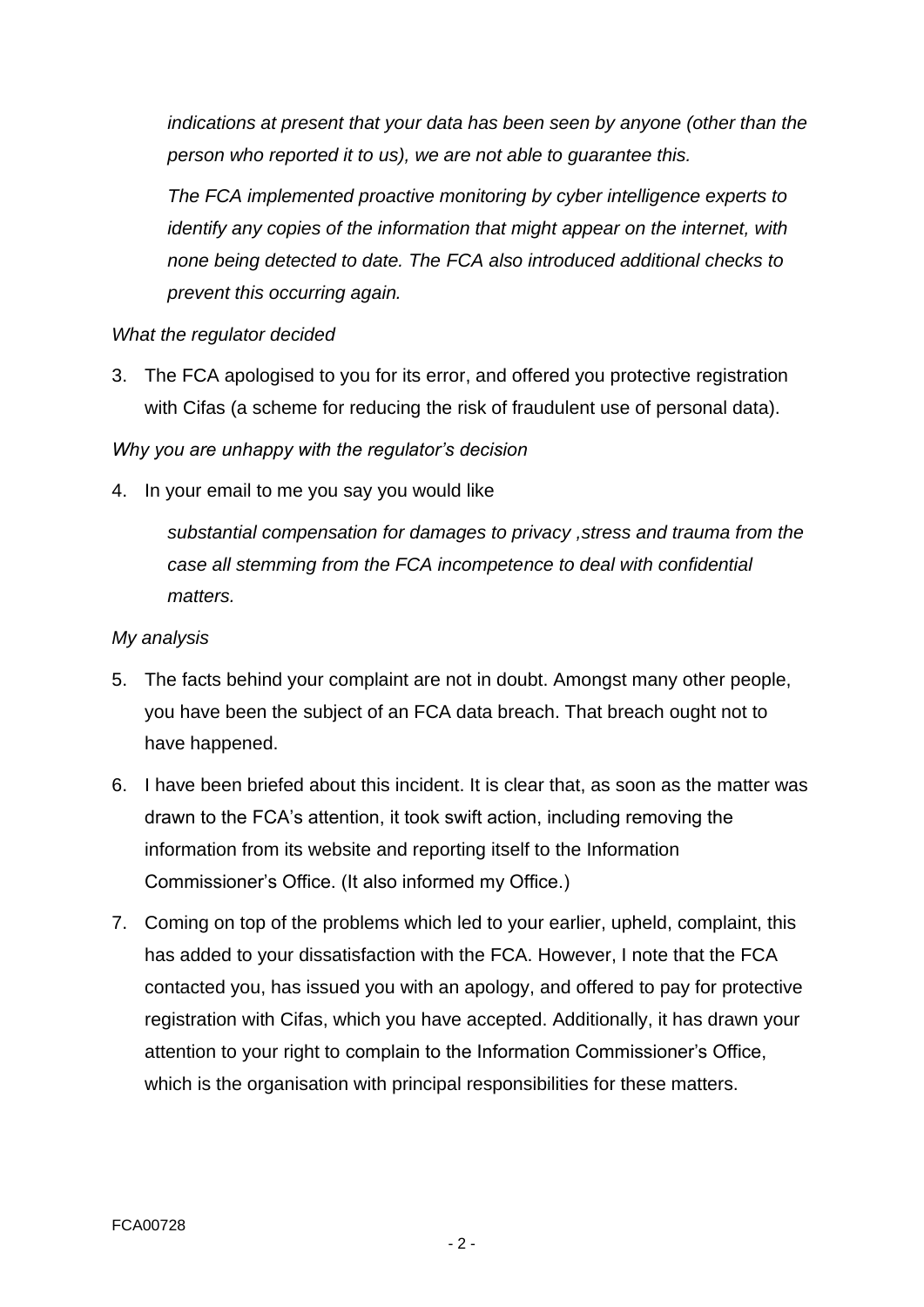> *indications at present that your data has been seen by anyone (other than the person who reported it to us), we are not able to guarantee this.*
>
> *The FCA implemented proactive monitoring by cyber intelligence experts to identify any copies of the information that might appear on the internet, with none being detected to date. The FCA also introduced additional checks to prevent this occurring again.*

*What the regulator decided*

3. The FCA apologised to you for its error, and offered you protective registration with Cifas (a scheme for reducing the risk of fraudulent use of personal data).

*Why you are unhappy with the regulator's decision*

4. In your email to me you say you would like

> *substantial compensation for damages to privacy ,stress and trauma from the case all stemming from the FCA incompetence to deal with confidential matters.*

*My analysis*

5. The facts behind your complaint are not in doubt. Amongst many other people, you have been the subject of an FCA data breach. That breach ought not to have happened.

6. I have been briefed about this incident. It is clear that, as soon as the matter was drawn to the FCA's attention, it took swift action, including removing the information from its website and reporting itself to the Information Commissioner's Office. (It also informed my Office.)

7. Coming on top of the problems which led to your earlier, upheld, complaint, this has added to your dissatisfaction with the FCA. However, I note that the FCA contacted you, has issued you with an apology, and offered to pay for protective registration with Cifas, which you have accepted. Additionally, it has drawn your attention to your right to complain to the Information Commissioner's Office, which is the organisation with principal responsibilities for these matters.

FCA00728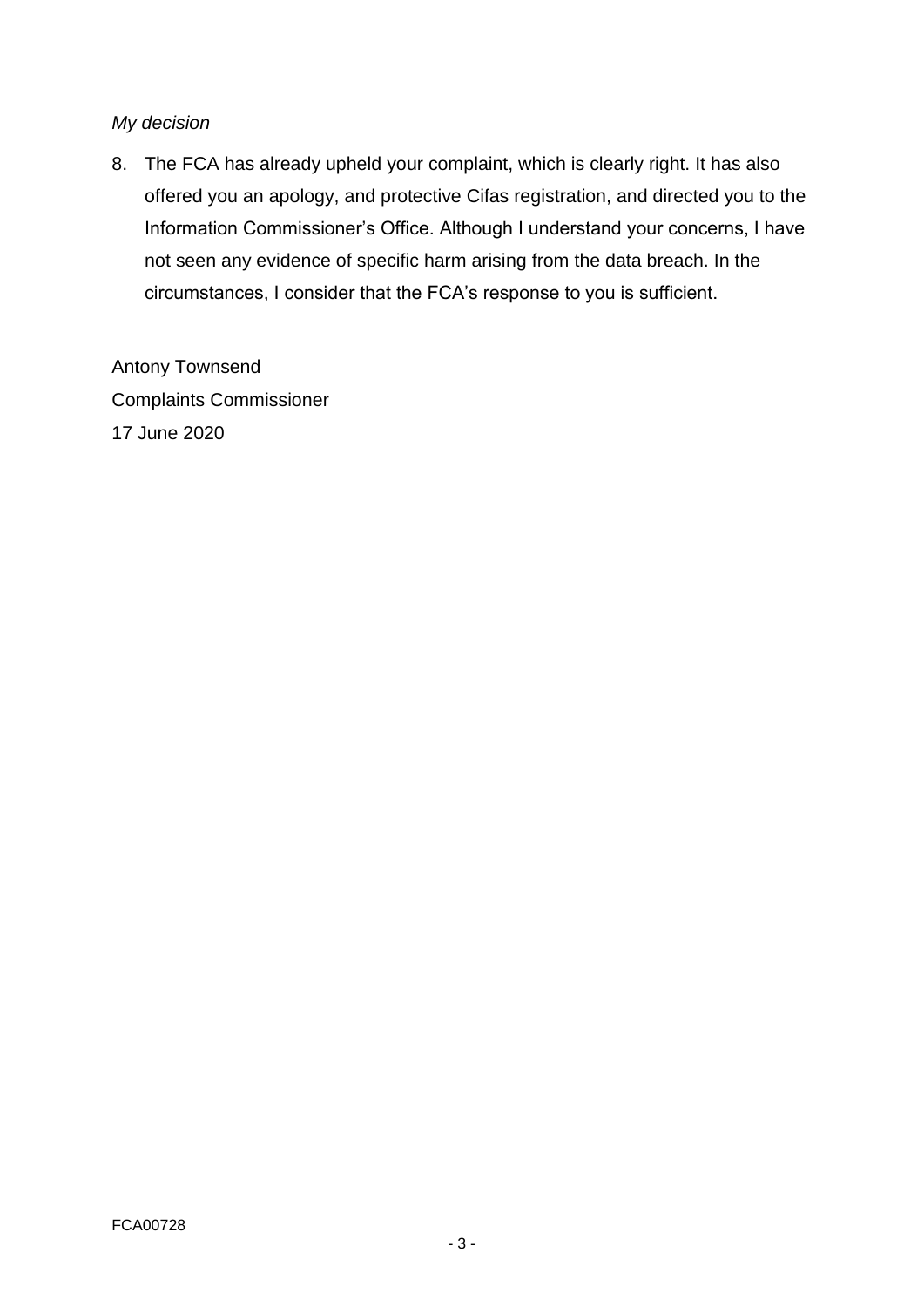*My decision*

8. The FCA has already upheld your complaint, which is clearly right. It has also offered you an apology, and protective Cifas registration, and directed you to the Information Commissioner's Office. Although I understand your concerns, I have not seen any evidence of specific harm arising from the data breach. In the circumstances, I consider that the FCA's response to you is sufficient.

Antony Townsend
Complaints Commissioner
17 June 2020

FCA00728